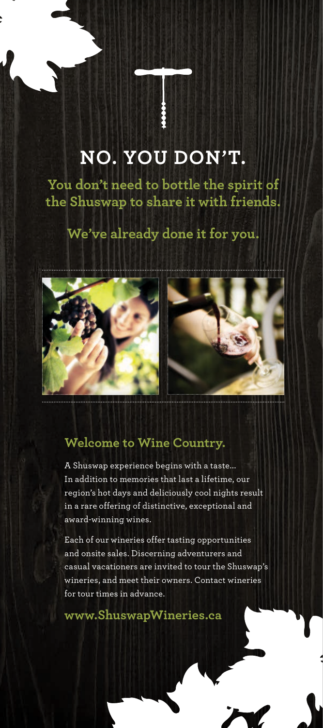# NO. YOU DON'T.

**You don't need to bottle the spirit of the Shuswap to share it with friends.**

**We've already done it for you.**

## Welcome to Wine Country.

A Shuswap experience begins with a taste... In addition to memories that last a lifetime, our region's hot days and deliciously cool nights result in a rare offering of distinctive, exceptional and award-winning wines.

Each of our wineries offer tasting opportunities and onsite sales. Discerning adventurers and casual vacationers are invited to tour the Shuswap's wineries, and meet their owners. Contact wineries for tour times in advance.

**www.ShuswapWineries.ca**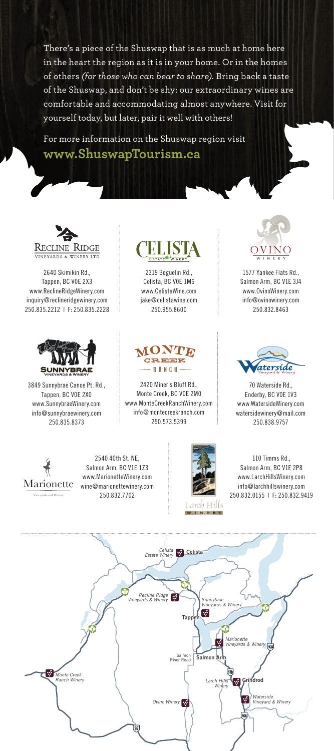There's a piece of the Shuswap that is as much at home here in the heart the region as it is in your home. Or in the homes of others *(for those who can bear to share)*. Bring back a taste of the Shuswap, and don't be shy: our extraordinary wines are comfortable and accommodating almost anywhere. Visit for yourself today, but later, pair it well with others!

For more information on the Shuswap region visit
**www.ShuswapTourism.ca**

**Recline Ridge Vineyards & Winery Ltd**
2640 Skimikin Rd.,
Tappen, BC V0E 2X3
www.ReclineRidgeWinery.com
inquiry@reclineridgewinery.com
250.835.2212 | F: 250.835.2228

**Celista Estate Winery**
2319 Beguelin Rd.,
Celista, BC V0E 1M6
www.CelistaWine.com
jake@celistawine.com
250.955.8600

**Ovino Winery**
1577 Yankee Flats Rd.,
Salmon Arm, BC V1E 3J4
www.OvinoWinery.com
info@ovinowinery.com
250.832.8463

**Sunnybrae Vineyards & Winery**
3849 Sunnybrae Canoe Pt. Rd.,
Tappen, BC V0E 2X0
www.SunnybraeWinery.com
info@sunnybraewinery.com
250.835.8373

**Monte Creek Ranch**
2420 Miner's Bluff Rd.,
Monte Creek, BC V0E 2M0
www.MonteCreekRanchWinery.com
info@montecreekranch.com
250.573.5399

**Waterside Vineyard & Winery**
70 Waterside Rd.,
Enderby, BC V0E 1V3
www.WatersideWinery.com
watersidewinery@mail.com
250.838.9757

**Marionette Vineyards and Winery**
2540 40th St. NE,
Salmon Arm, BC V1E 1Z3
www.MarionetteWinery.com
wine@marionettewinery.com
250.832.7702

**Larch Hills Winery**
110 Timms Rd.,
Salmon Arm, BC V1E 2P8
www.LarchHillsWinery.com
info@larchhillswinery.com
250.832.0155 | F: 250.832.9419

Celista Estate Winery
Celista
Recline Ridge Vineyards & Winery
Sunnybrae Vineyards & Winery
Tappen
Marionette Vineyards & Winery
97A
Salmon River Road
Salmon Arm
97B
Monte Creek Ranch Winery
Larch Hills Winery
Grindrod
Waterside Vineyard & Winery
Ovino Winery
97A
97